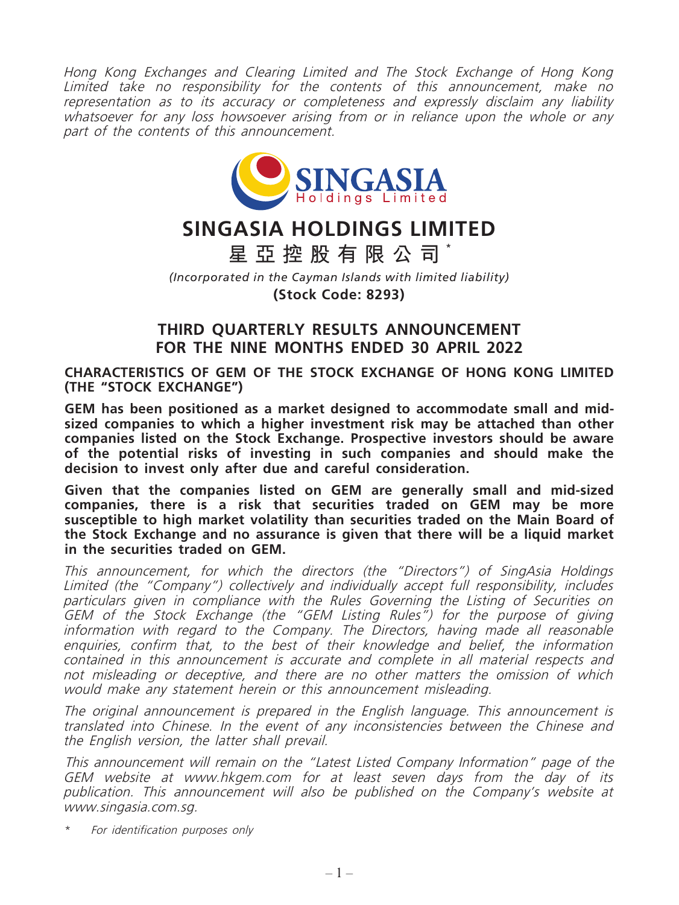*Hong Kong Exchanges and Clearing Limited and The Stock Exchange of Hong Kong Limited take no responsibility for the contents of this announcement, make no representation as to its accuracy or completeness and expressly disclaim any liability whatsoever for any loss howsoever arising from or in reliance upon the whole or any part of the contents of this announcement.*

# SINGASIA HOLDINGS LIMITED

# 星亞控股有限公司*

*(Incorporated in the Cayman Islands with limited liability)*

**(Stock Code: 8293)**

## THIRD QUARTERLY RESULTS ANNOUNCEMENT FOR THE NINE MONTHS ENDED 30 APRIL 2022

**CHARACTERISTICS OF GEM OF THE STOCK EXCHANGE OF HONG KONG LIMITED (THE "STOCK EXCHANGE")**

**GEM has been positioned as a market designed to accommodate small and mid-sized companies to which a higher investment risk may be attached than other companies listed on the Stock Exchange. Prospective investors should be aware of the potential risks of investing in such companies and should make the decision to invest only after due and careful consideration.**

**Given that the companies listed on GEM are generally small and mid-sized companies, there is a risk that securities traded on GEM may be more susceptible to high market volatility than securities traded on the Main Board of the Stock Exchange and no assurance is given that there will be a liquid market in the securities traded on GEM.**

*This announcement, for which the directors (the "Directors") of SingAsia Holdings Limited (the "Company") collectively and individually accept full responsibility, includes particulars given in compliance with the Rules Governing the Listing of Securities on GEM of the Stock Exchange (the "GEM Listing Rules") for the purpose of giving information with regard to the Company. The Directors, having made all reasonable enquiries, confirm that, to the best of their knowledge and belief, the information contained in this announcement is accurate and complete in all material respects and not misleading or deceptive, and there are no other matters the omission of which would make any statement herein or this announcement misleading.*

*The original announcement is prepared in the English language. This announcement is translated into Chinese. In the event of any inconsistencies between the Chinese and the English version, the latter shall prevail.*

*This announcement will remain on the "Latest Listed Company Information" page of the GEM website at www.hkgem.com for at least seven days from the day of its publication. This announcement will also be published on the Company's website at www.singasia.com.sg.*

\* *For identification purposes only*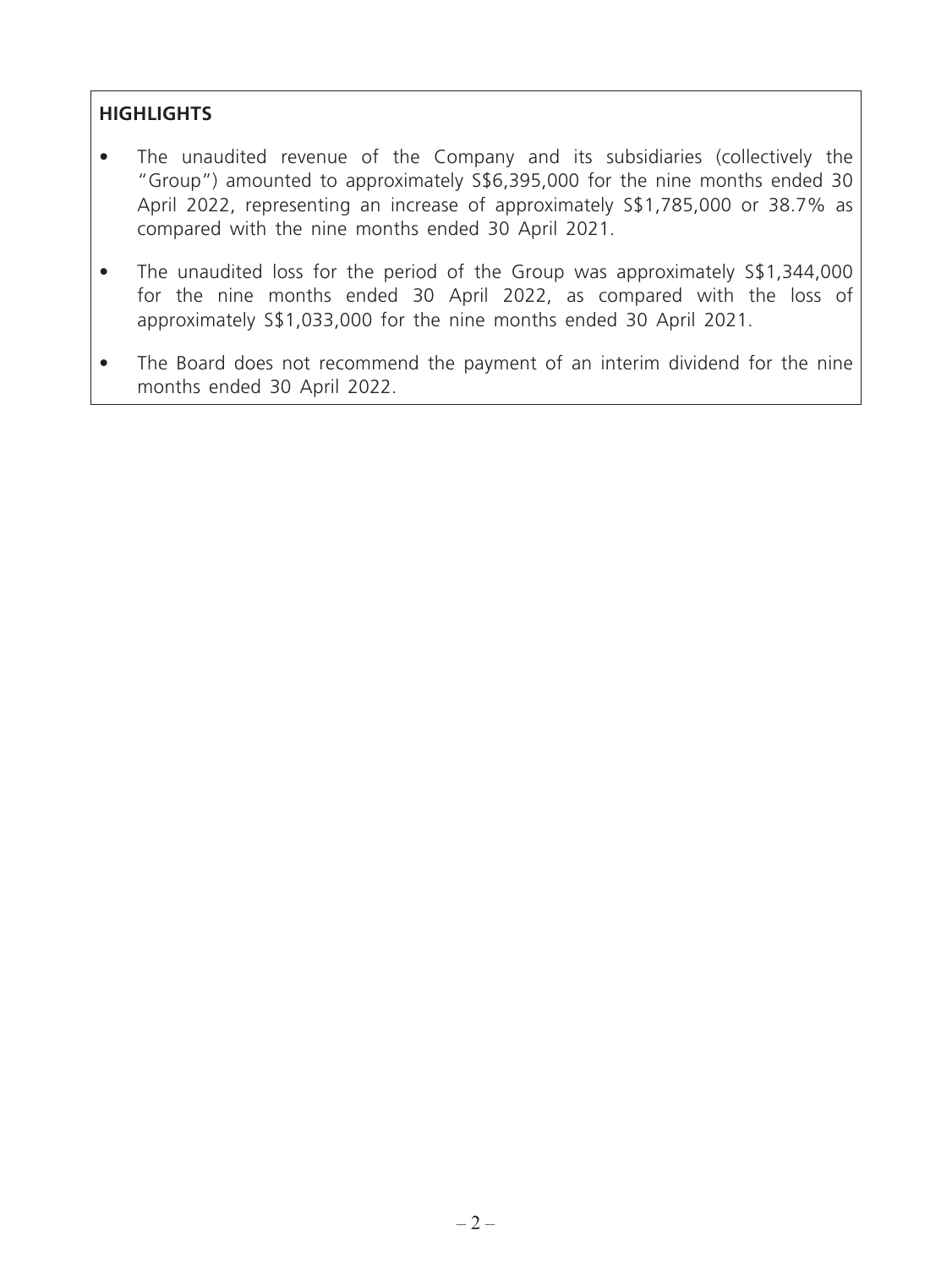## HIGHLIGHTS

- The unaudited revenue of the Company and its subsidiaries (collectively the "Group") amounted to approximately S$6,395,000 for the nine months ended 30 April 2022, representing an increase of approximately S$1,785,000 or 38.7% as compared with the nine months ended 30 April 2021.
- The unaudited loss for the period of the Group was approximately S$1,344,000 for the nine months ended 30 April 2022, as compared with the loss of approximately S$1,033,000 for the nine months ended 30 April 2021.
- The Board does not recommend the payment of an interim dividend for the nine months ended 30 April 2022.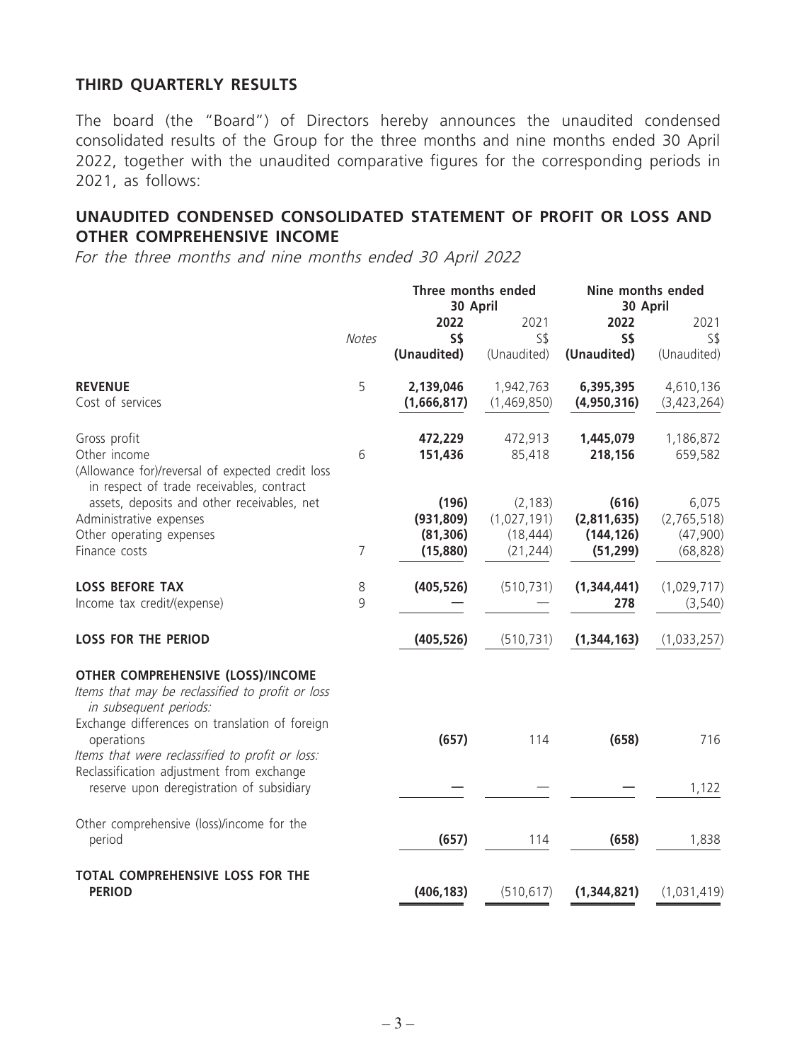## THIRD QUARTERLY RESULTS

The board (the "Board") of Directors hereby announces the unaudited condensed consolidated results of the Group for the three months and nine months ended 30 April 2022, together with the unaudited comparative figures for the corresponding periods in 2021, as follows:

## UNAUDITED CONDENSED CONSOLIDATED STATEMENT OF PROFIT OR LOSS AND OTHER COMPREHENSIVE INCOME

*For the three months and nine months ended 30 April 2022*

| | | Three months ended 30 April | | Nine months ended 30 April | |
|---|---|---|---|---|---|
| | | **2022** | 2021 | **2022** | 2021 |
| | *Notes* | **S$** | S$ | **S$** | S$ |
| | | **(Unaudited)** | (Unaudited) | **(Unaudited)** | (Unaudited) |
| **REVENUE** | 5 | **2,139,046** | 1,942,763 | **6,395,395** | 4,610,136 |
| Cost of services | | **(1,666,817)** | (1,469,850) | **(4,950,316)** | (3,423,264) |
| Gross profit | | **472,229** | 472,913 | **1,445,079** | 1,186,872 |
| Other income | 6 | **151,436** | 85,418 | **218,156** | 659,582 |
| (Allowance for)/reversal of expected credit loss in respect of trade receivables, contract assets, deposits and other receivables, net | | **(196)** | (2,183) | **(616)** | 6,075 |
| Administrative expenses | | **(931,809)** | (1,027,191) | **(2,811,635)** | (2,765,518) |
| Other operating expenses | | **(81,306)** | (18,444) | **(144,126)** | (47,900) |
| Finance costs | 7 | **(15,880)** | (21,244) | **(51,299)** | (68,828) |
| **LOSS BEFORE TAX** | 8 | **(405,526)** | (510,731) | **(1,344,441)** | (1,029,717) |
| Income tax credit/(expense) | 9 | **—** | — | **278** | (3,540) |
| **LOSS FOR THE PERIOD** | | **(405,526)** | (510,731) | **(1,344,163)** | (1,033,257) |
| **OTHER COMPREHENSIVE (LOSS)/INCOME** | | | | | |
| *Items that may be reclassified to profit or loss in subsequent periods:* | | | | | |
| Exchange differences on translation of foreign operations | | **(657)** | 114 | **(658)** | 716 |
| *Items that were reclassified to profit or loss:* | | | | | |
| Reclassification adjustment from exchange reserve upon deregistration of subsidiary | | **—** | — | **—** | 1,122 |
| Other comprehensive (loss)/income for the period | | **(657)** | 114 | **(658)** | 1,838 |
| **TOTAL COMPREHENSIVE LOSS FOR THE PERIOD** | | **(406,183)** | (510,617) | **(1,344,821)** | (1,031,419) |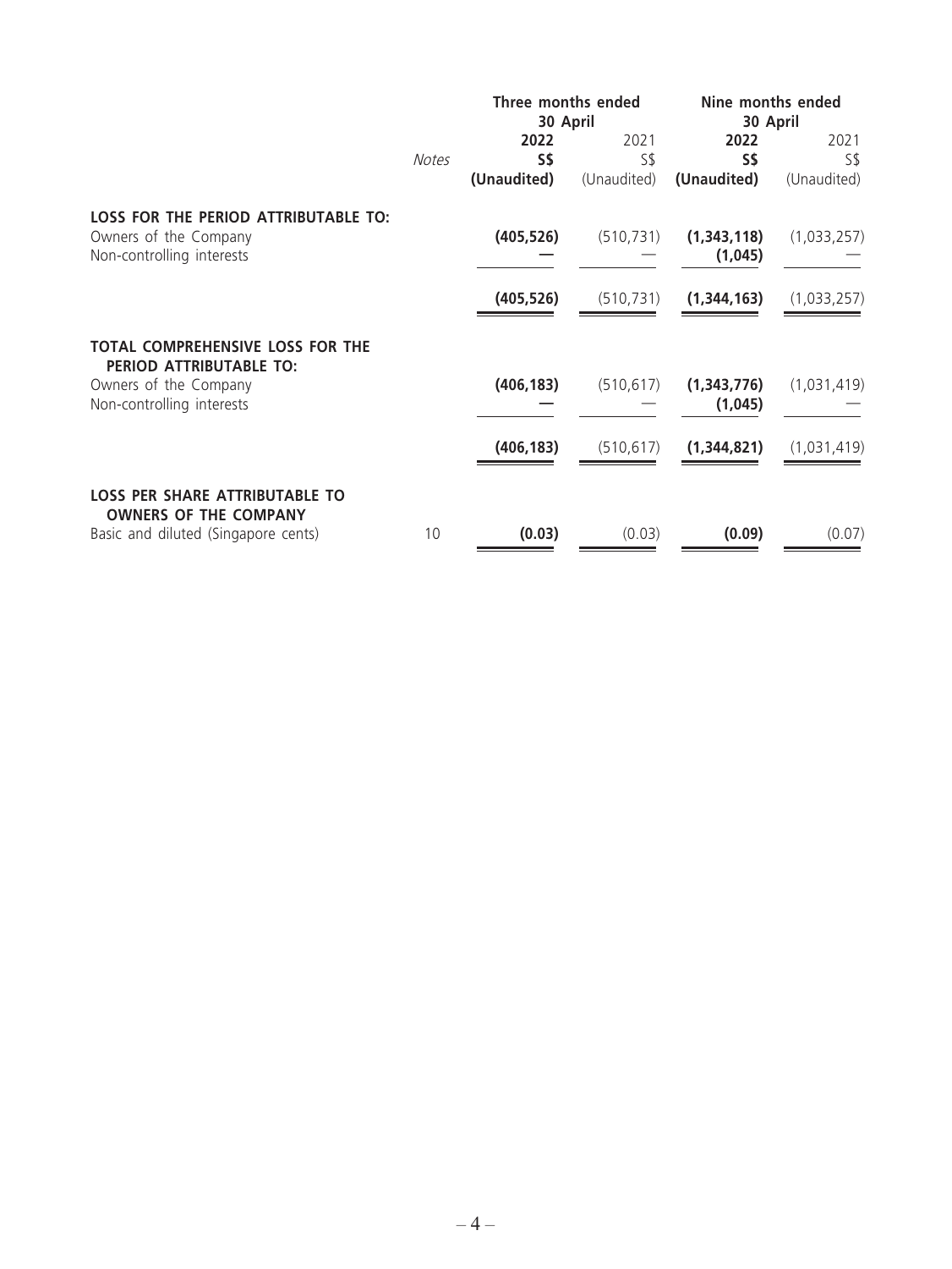| | Notes | Three months ended 30 April | | Nine months ended 30 April | |
|---|---|---|---|---|---|
| | | **2022** | 2021 | **2022** | 2021 |
| | | **S$** | S$ | **S$** | S$ |
| | | **(Unaudited)** | (Unaudited) | **(Unaudited)** | (Unaudited) |
| **LOSS FOR THE PERIOD ATTRIBUTABLE TO:** | | | | | |
| Owners of the Company | | **(405,526)** | (510,731) | **(1,343,118)** | (1,033,257) |
| Non-controlling interests | | **—** | — | **(1,045)** | — |
| | | **(405,526)** | (510,731) | **(1,344,163)** | (1,033,257) |
| **TOTAL COMPREHENSIVE LOSS FOR THE PERIOD ATTRIBUTABLE TO:** | | | | | |
| Owners of the Company | | **(406,183)** | (510,617) | **(1,343,776)** | (1,031,419) |
| Non-controlling interests | | **—** | — | **(1,045)** | — |
| | | **(406,183)** | (510,617) | **(1,344,821)** | (1,031,419) |
| **LOSS PER SHARE ATTRIBUTABLE TO OWNERS OF THE COMPANY** | | | | | |
| Basic and diluted (Singapore cents) | 10 | **(0.03)** | (0.03) | **(0.09)** | (0.07) |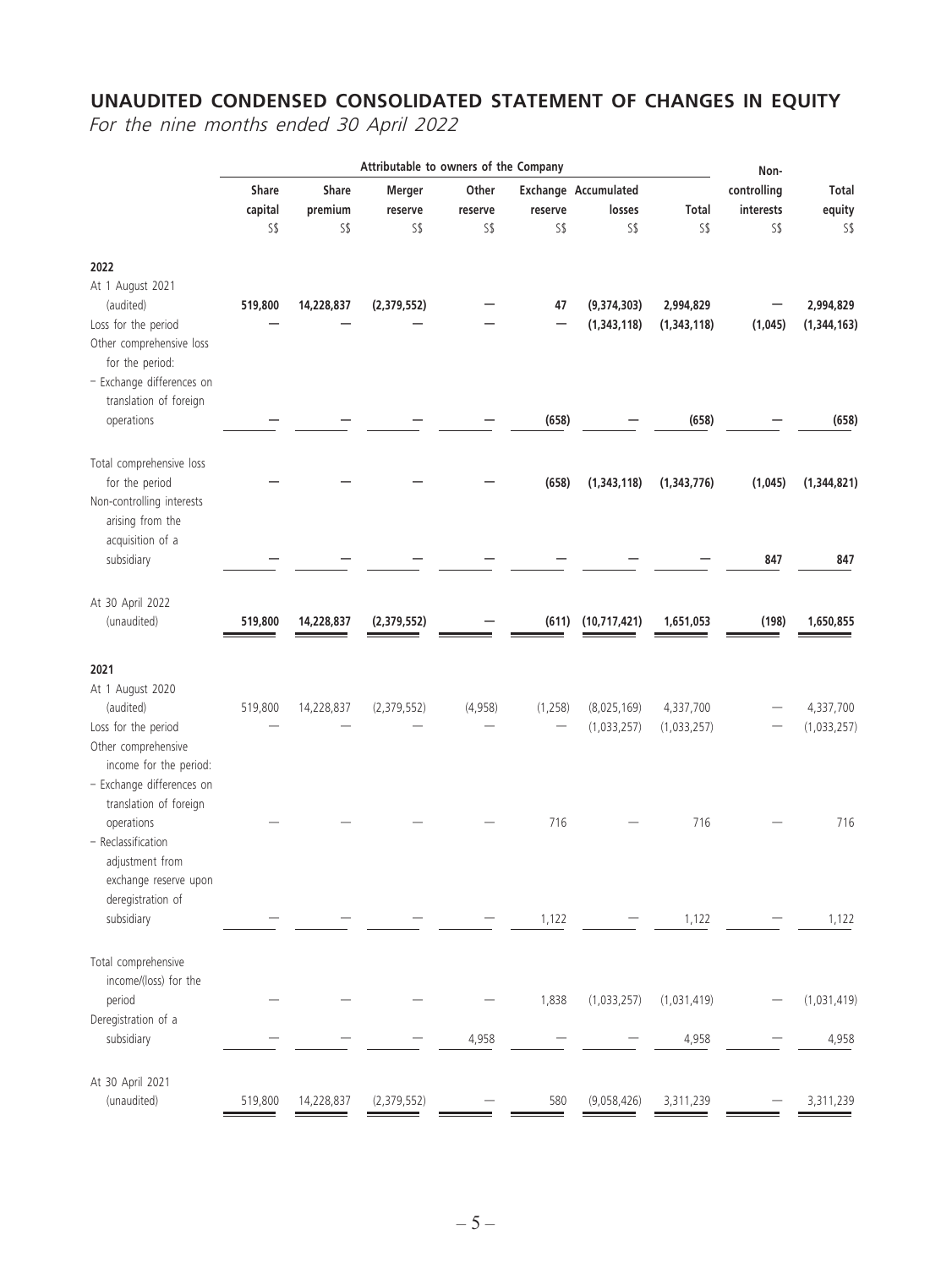## UNAUDITED CONDENSED CONSOLIDATED STATEMENT OF CHANGES IN EQUITY

*For the nine months ended 30 April 2022*

| | Attributable to owners of the Company | | | | | | | Non-controlling interests | Total equity |
|---|---|---|---|---|---|---|---|---|---|
| | Share capital | Share premium | Merger reserve | Other reserve | Exchange reserve | Accumulated losses | Total | | |
| | S$ | S$ | S$ | S$ | S$ | S$ | S$ | S$ | S$ |
| **2022** | | | | | | | | | |
| At 1 August 2021 (audited) | **519,800** | **14,228,837** | **(2,379,552)** | **—** | **47** | **(9,374,303)** | **2,994,829** | **—** | **2,994,829** |
| Loss for the period | — | — | — | — | — | (1,343,118) | (1,343,118) | (1,045) | (1,344,163) |
| Other comprehensive loss for the period: | | | | | | | | | |
| – Exchange differences on translation of foreign operations | — | — | — | — | (658) | — | (658) | — | (658) |
| Total comprehensive loss for the period | — | — | — | — | (658) | (1,343,118) | (1,343,776) | (1,045) | (1,344,821) |
| Non-controlling interests arising from the acquisition of a subsidiary | — | — | — | — | — | — | — | 847 | 847 |
| At 30 April 2022 (unaudited) | **519,800** | **14,228,837** | **(2,379,552)** | **—** | **(611)** | **(10,717,421)** | **1,651,053** | **(198)** | **1,650,855** |
| **2021** | | | | | | | | | |
| At 1 August 2020 (audited) | 519,800 | 14,228,837 | (2,379,552) | (4,958) | (1,258) | (8,025,169) | 4,337,700 | — | 4,337,700 |
| Loss for the period | — | — | — | — | — | (1,033,257) | (1,033,257) | — | (1,033,257) |
| Other comprehensive income for the period: | | | | | | | | | |
| – Exchange differences on translation of foreign operations | — | — | — | — | 716 | — | 716 | — | 716 |
| – Reclassification adjustment from exchange reserve upon deregistration of subsidiary | — | — | — | — | 1,122 | — | 1,122 | — | 1,122 |
| Total comprehensive income/(loss) for the period | — | — | — | — | 1,838 | (1,033,257) | (1,031,419) | — | (1,031,419) |
| Deregistration of a subsidiary | — | — | — | 4,958 | — | — | 4,958 | — | 4,958 |
| At 30 April 2021 (unaudited) | 519,800 | 14,228,837 | (2,379,552) | — | 580 | (9,058,426) | 3,311,239 | — | 3,311,239 |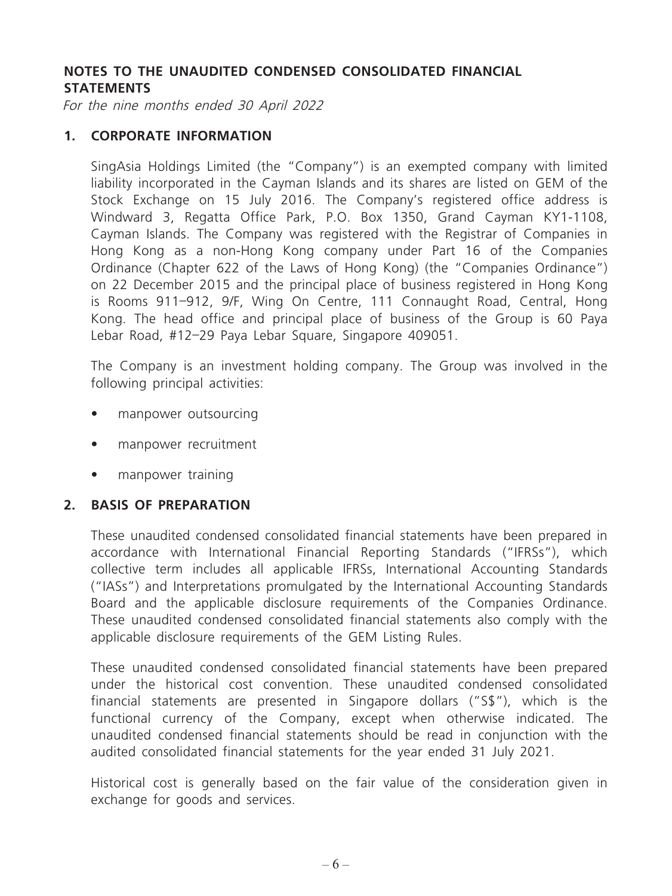## NOTES TO THE UNAUDITED CONDENSED CONSOLIDATED FINANCIAL STATEMENTS

*For the nine months ended 30 April 2022*

### 1. CORPORATE INFORMATION

SingAsia Holdings Limited (the "Company") is an exempted company with limited liability incorporated in the Cayman Islands and its shares are listed on GEM of the Stock Exchange on 15 July 2016. The Company's registered office address is Windward 3, Regatta Office Park, P.O. Box 1350, Grand Cayman KY1-1108, Cayman Islands. The Company was registered with the Registrar of Companies in Hong Kong as a non-Hong Kong company under Part 16 of the Companies Ordinance (Chapter 622 of the Laws of Hong Kong) (the "Companies Ordinance") on 22 December 2015 and the principal place of business registered in Hong Kong is Rooms 911–912, 9/F, Wing On Centre, 111 Connaught Road, Central, Hong Kong. The head office and principal place of business of the Group is 60 Paya Lebar Road, #12–29 Paya Lebar Square, Singapore 409051.

The Company is an investment holding company. The Group was involved in the following principal activities:

- manpower outsourcing
- manpower recruitment
- manpower training

### 2. BASIS OF PREPARATION

These unaudited condensed consolidated financial statements have been prepared in accordance with International Financial Reporting Standards ("IFRSs"), which collective term includes all applicable IFRSs, International Accounting Standards ("IASs") and Interpretations promulgated by the International Accounting Standards Board and the applicable disclosure requirements of the Companies Ordinance. These unaudited condensed consolidated financial statements also comply with the applicable disclosure requirements of the GEM Listing Rules.

These unaudited condensed consolidated financial statements have been prepared under the historical cost convention. These unaudited condensed consolidated financial statements are presented in Singapore dollars ("S$"), which is the functional currency of the Company, except when otherwise indicated. The unaudited condensed financial statements should be read in conjunction with the audited consolidated financial statements for the year ended 31 July 2021.

Historical cost is generally based on the fair value of the consideration given in exchange for goods and services.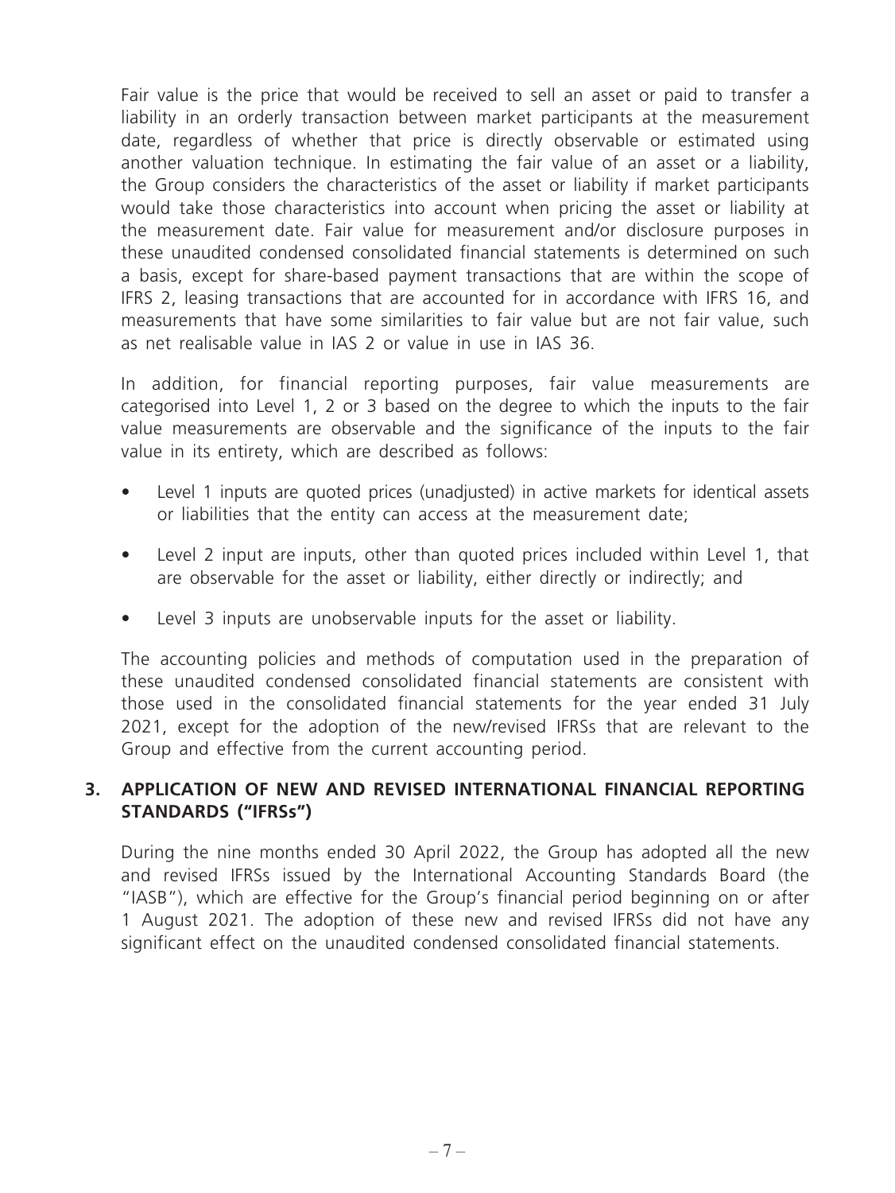Fair value is the price that would be received to sell an asset or paid to transfer a liability in an orderly transaction between market participants at the measurement date, regardless of whether that price is directly observable or estimated using another valuation technique. In estimating the fair value of an asset or a liability, the Group considers the characteristics of the asset or liability if market participants would take those characteristics into account when pricing the asset or liability at the measurement date. Fair value for measurement and/or disclosure purposes in these unaudited condensed consolidated financial statements is determined on such a basis, except for share-based payment transactions that are within the scope of IFRS 2, leasing transactions that are accounted for in accordance with IFRS 16, and measurements that have some similarities to fair value but are not fair value, such as net realisable value in IAS 2 or value in use in IAS 36.

In addition, for financial reporting purposes, fair value measurements are categorised into Level 1, 2 or 3 based on the degree to which the inputs to the fair value measurements are observable and the significance of the inputs to the fair value in its entirety, which are described as follows:

- Level 1 inputs are quoted prices (unadjusted) in active markets for identical assets or liabilities that the entity can access at the measurement date;
- Level 2 input are inputs, other than quoted prices included within Level 1, that are observable for the asset or liability, either directly or indirectly; and
- Level 3 inputs are unobservable inputs for the asset or liability.

The accounting policies and methods of computation used in the preparation of these unaudited condensed consolidated financial statements are consistent with those used in the consolidated financial statements for the year ended 31 July 2021, except for the adoption of the new/revised IFRSs that are relevant to the Group and effective from the current accounting period.

## 3. APPLICATION OF NEW AND REVISED INTERNATIONAL FINANCIAL REPORTING STANDARDS ("IFRSs")

During the nine months ended 30 April 2022, the Group has adopted all the new and revised IFRSs issued by the International Accounting Standards Board (the "IASB"), which are effective for the Group's financial period beginning on or after 1 August 2021. The adoption of these new and revised IFRSs did not have any significant effect on the unaudited condensed consolidated financial statements.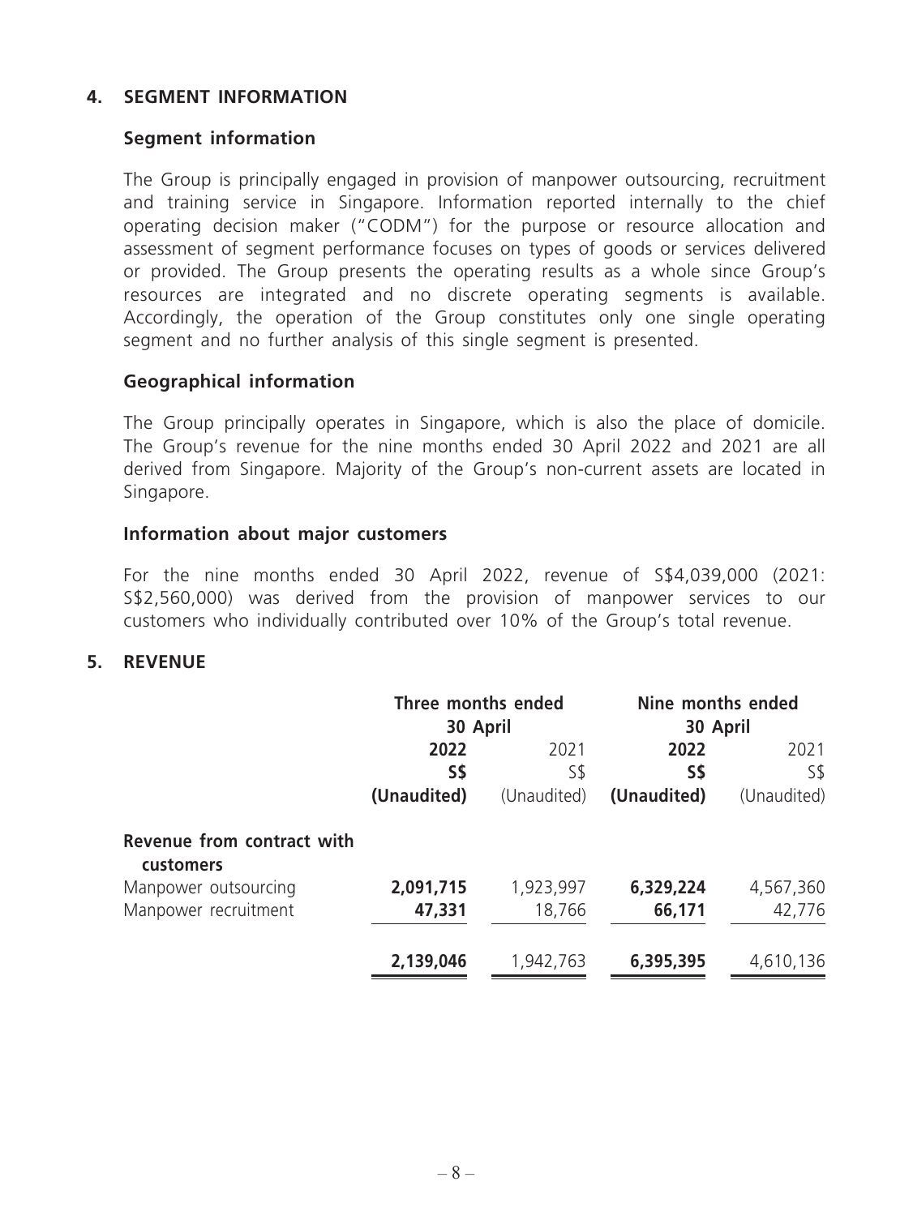## 4. SEGMENT INFORMATION

### Segment information

The Group is principally engaged in provision of manpower outsourcing, recruitment and training service in Singapore. Information reported internally to the chief operating decision maker ("CODM") for the purpose or resource allocation and assessment of segment performance focuses on types of goods or services delivered or provided. The Group presents the operating results as a whole since Group's resources are integrated and no discrete operating segments is available. Accordingly, the operation of the Group constitutes only one single operating segment and no further analysis of this single segment is presented.

### Geographical information

The Group principally operates in Singapore, which is also the place of domicile. The Group's revenue for the nine months ended 30 April 2022 and 2021 are all derived from Singapore. Majority of the Group's non-current assets are located in Singapore.

### Information about major customers

For the nine months ended 30 April 2022, revenue of S$4,039,000 (2021: S$2,560,000) was derived from the provision of manpower services to our customers who individually contributed over 10% of the Group's total revenue.

## 5. REVENUE

| | **Three months ended 30 April** | | **Nine months ended 30 April** | |
|---|---|---|---|---|
| | **2022** | 2021 | **2022** | 2021 |
| | **S$** | S$ | **S$** | S$ |
| | **(Unaudited)** | (Unaudited) | **(Unaudited)** | (Unaudited) |
| **Revenue from contract with customers** | | | | |
| Manpower outsourcing | **2,091,715** | 1,923,997 | **6,329,224** | 4,567,360 |
| Manpower recruitment | **47,331** | 18,766 | **66,171** | 42,776 |
| | **2,139,046** | 1,942,763 | **6,395,395** | 4,610,136 |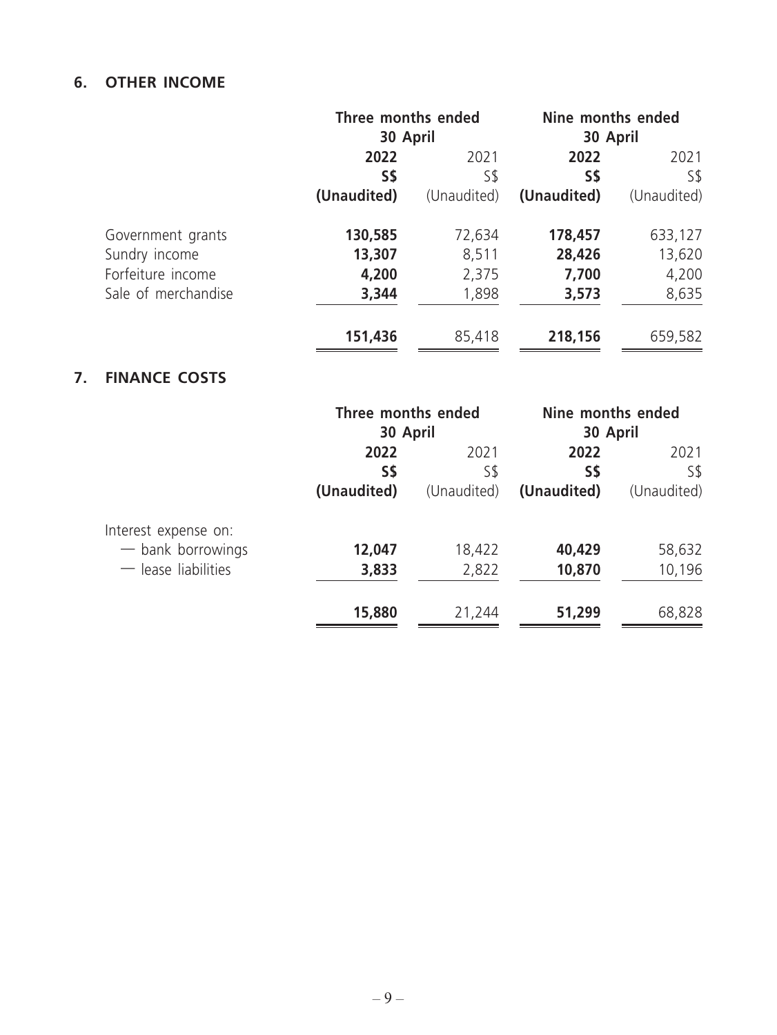## 6. OTHER INCOME

| | Three months ended 30 April | | Nine months ended 30 April | |
|---|---|---|---|---|
| | **2022** | 2021 | **2022** | 2021 |
| | **S$** | S$ | **S$** | S$ |
| | **(Unaudited)** | (Unaudited) | **(Unaudited)** | (Unaudited) |
| Government grants | **130,585** | 72,634 | **178,457** | 633,127 |
| Sundry income | **13,307** | 8,511 | **28,426** | 13,620 |
| Forfeiture income | **4,200** | 2,375 | **7,700** | 4,200 |
| Sale of merchandise | **3,344** | 1,898 | **3,573** | 8,635 |
| | **151,436** | 85,418 | **218,156** | 659,582 |

## 7. FINANCE COSTS

| | Three months ended 30 April | | Nine months ended 30 April | |
|---|---|---|---|---|
| | **2022** | 2021 | **2022** | 2021 |
| | **S$** | S$ | **S$** | S$ |
| | **(Unaudited)** | (Unaudited) | **(Unaudited)** | (Unaudited) |
| Interest expense on: | | | | |
| — bank borrowings | **12,047** | 18,422 | **40,429** | 58,632 |
| — lease liabilities | **3,833** | 2,822 | **10,870** | 10,196 |
| | **15,880** | 21,244 | **51,299** | 68,828 |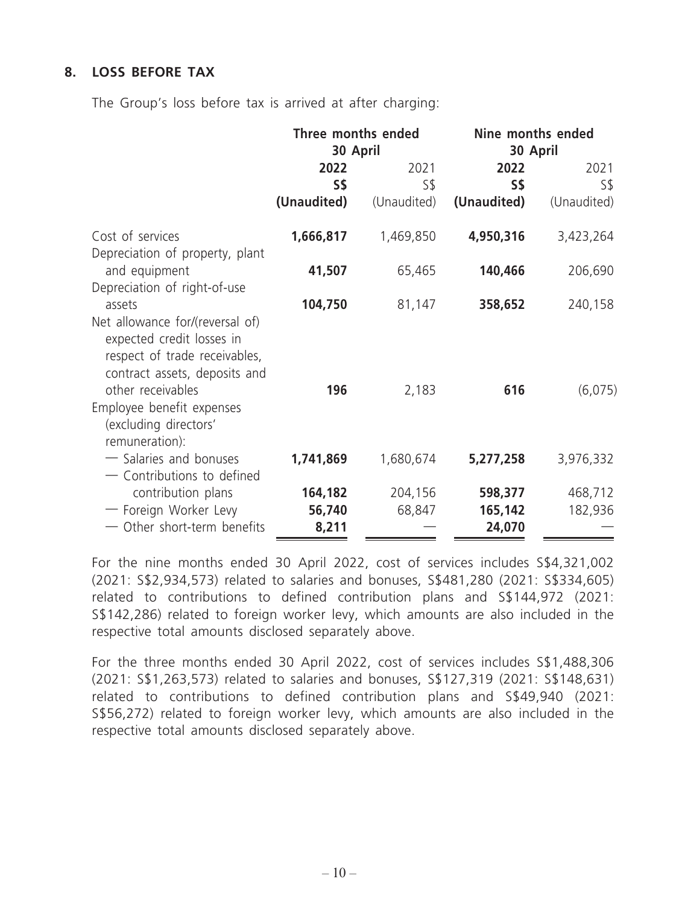## 8. LOSS BEFORE TAX

The Group's loss before tax is arrived at after charging:

| | Three months ended 30 April | | Nine months ended 30 April | |
|---|---|---|---|---|
| | **2022** | 2021 | **2022** | 2021 |
| | **S$** | S$ | **S$** | S$ |
| | **(Unaudited)** | (Unaudited) | **(Unaudited)** | (Unaudited) |
| Cost of services | **1,666,817** | 1,469,850 | **4,950,316** | 3,423,264 |
| Depreciation of property, plant and equipment | **41,507** | 65,465 | **140,466** | 206,690 |
| Depreciation of right-of-use assets | **104,750** | 81,147 | **358,652** | 240,158 |
| Net allowance for/(reversal of) expected credit losses in respect of trade receivables, contract assets, deposits and other receivables | **196** | 2,183 | **616** | (6,075) |
| Employee benefit expenses (excluding directors' remuneration): | | | | |
| — Salaries and bonuses | **1,741,869** | 1,680,674 | **5,277,258** | 3,976,332 |
| — Contributions to defined contribution plans | **164,182** | 204,156 | **598,377** | 468,712 |
| — Foreign Worker Levy | **56,740** | 68,847 | **165,142** | 182,936 |
| — Other short-term benefits | **8,211** | — | **24,070** | — |

For the nine months ended 30 April 2022, cost of services includes S$4,321,002 (2021: S$2,934,573) related to salaries and bonuses, S$481,280 (2021: S$334,605) related to contributions to defined contribution plans and S$144,972 (2021: S$142,286) related to foreign worker levy, which amounts are also included in the respective total amounts disclosed separately above.

For the three months ended 30 April 2022, cost of services includes S$1,488,306 (2021: S$1,263,573) related to salaries and bonuses, S$127,319 (2021: S$148,631) related to contributions to defined contribution plans and S$49,940 (2021: S$56,272) related to foreign worker levy, which amounts are also included in the respective total amounts disclosed separately above.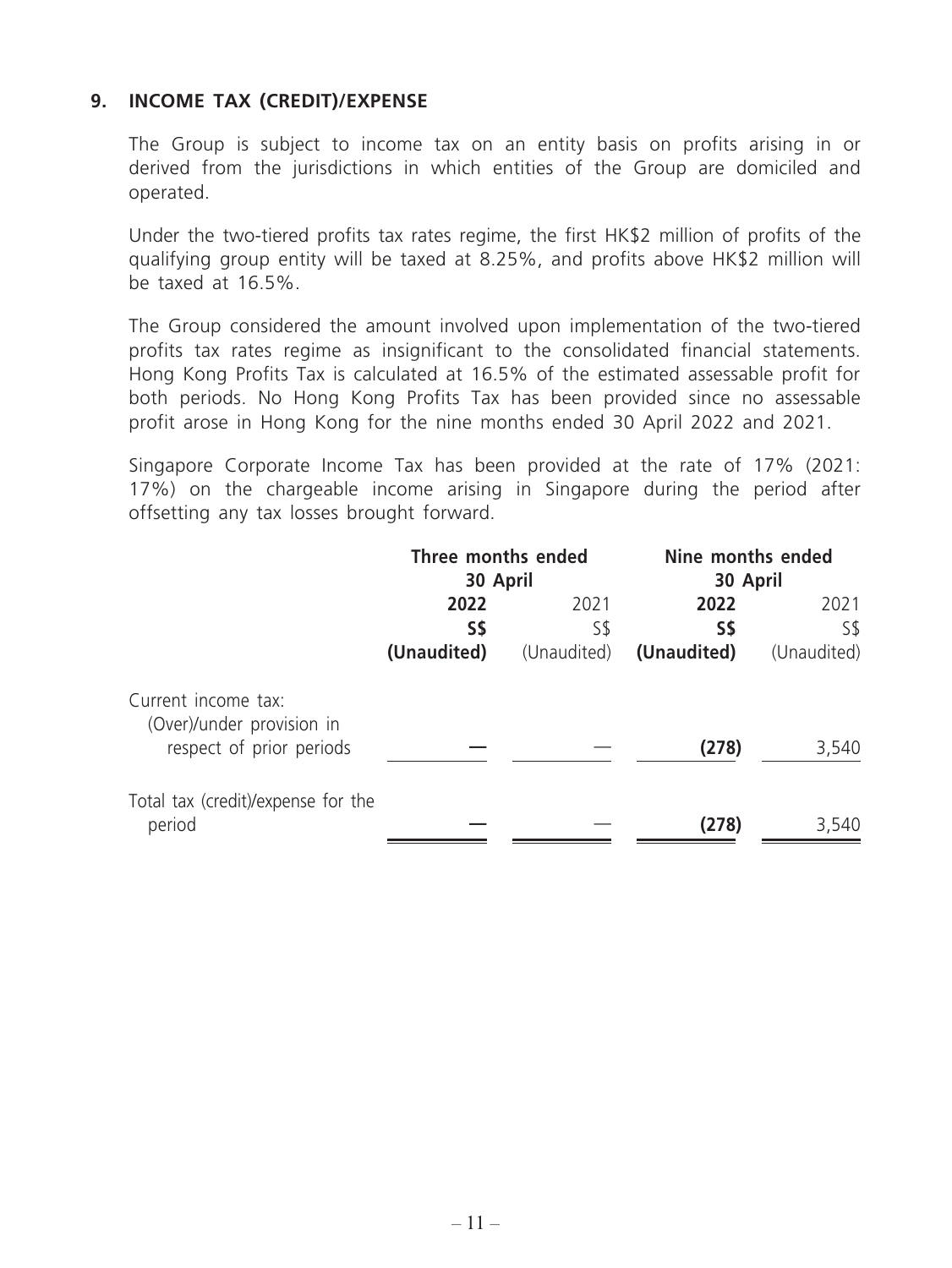## 9. INCOME TAX (CREDIT)/EXPENSE

The Group is subject to income tax on an entity basis on profits arising in or derived from the jurisdictions in which entities of the Group are domiciled and operated.

Under the two-tiered profits tax rates regime, the first HK$2 million of profits of the qualifying group entity will be taxed at 8.25%, and profits above HK$2 million will be taxed at 16.5%.

The Group considered the amount involved upon implementation of the two-tiered profits tax rates regime as insignificant to the consolidated financial statements. Hong Kong Profits Tax is calculated at 16.5% of the estimated assessable profit for both periods. No Hong Kong Profits Tax has been provided since no assessable profit arose in Hong Kong for the nine months ended 30 April 2022 and 2021.

Singapore Corporate Income Tax has been provided at the rate of 17% (2021: 17%) on the chargeable income arising in Singapore during the period after offsetting any tax losses brought forward.

| | Three months ended 30 April | | Nine months ended 30 April | |
|---|---|---|---|---|
| | **2022** | 2021 | **2022** | 2021 |
| | **S$** | S$ | **S$** | S$ |
| | **(Unaudited)** | (Unaudited) | **(Unaudited)** | (Unaudited) |
| Current income tax: (Over)/under provision in respect of prior periods | **—** | — | **(278)** | 3,540 |
| Total tax (credit)/expense for the period | **—** | — | **(278)** | 3,540 |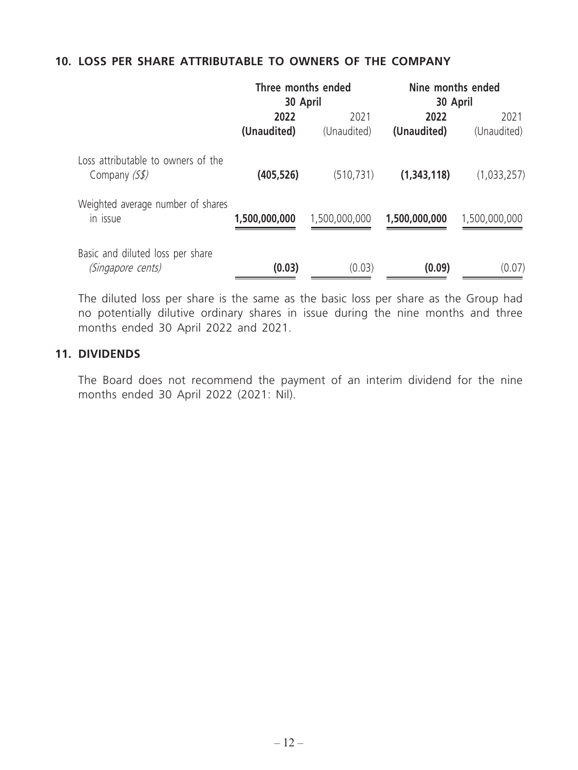## 10. LOSS PER SHARE ATTRIBUTABLE TO OWNERS OF THE COMPANY

| | Three months ended 30 April | | Nine months ended 30 April | |
|---|---|---|---|---|
| | **2022** | 2021 | **2022** | 2021 |
| | **(Unaudited)** | (Unaudited) | **(Unaudited)** | (Unaudited) |
| Loss attributable to owners of the Company *(S$)* | **(405,526)** | (510,731) | **(1,343,118)** | (1,033,257) |
| Weighted average number of shares in issue | **1,500,000,000** | 1,500,000,000 | **1,500,000,000** | 1,500,000,000 |
| Basic and diluted loss per share *(Singapore cents)* | **(0.03)** | (0.03) | **(0.09)** | (0.07) |

The diluted loss per share is the same as the basic loss per share as the Group had no potentially dilutive ordinary shares in issue during the nine months and three months ended 30 April 2022 and 2021.

## 11. DIVIDENDS

The Board does not recommend the payment of an interim dividend for the nine months ended 30 April 2022 (2021: Nil).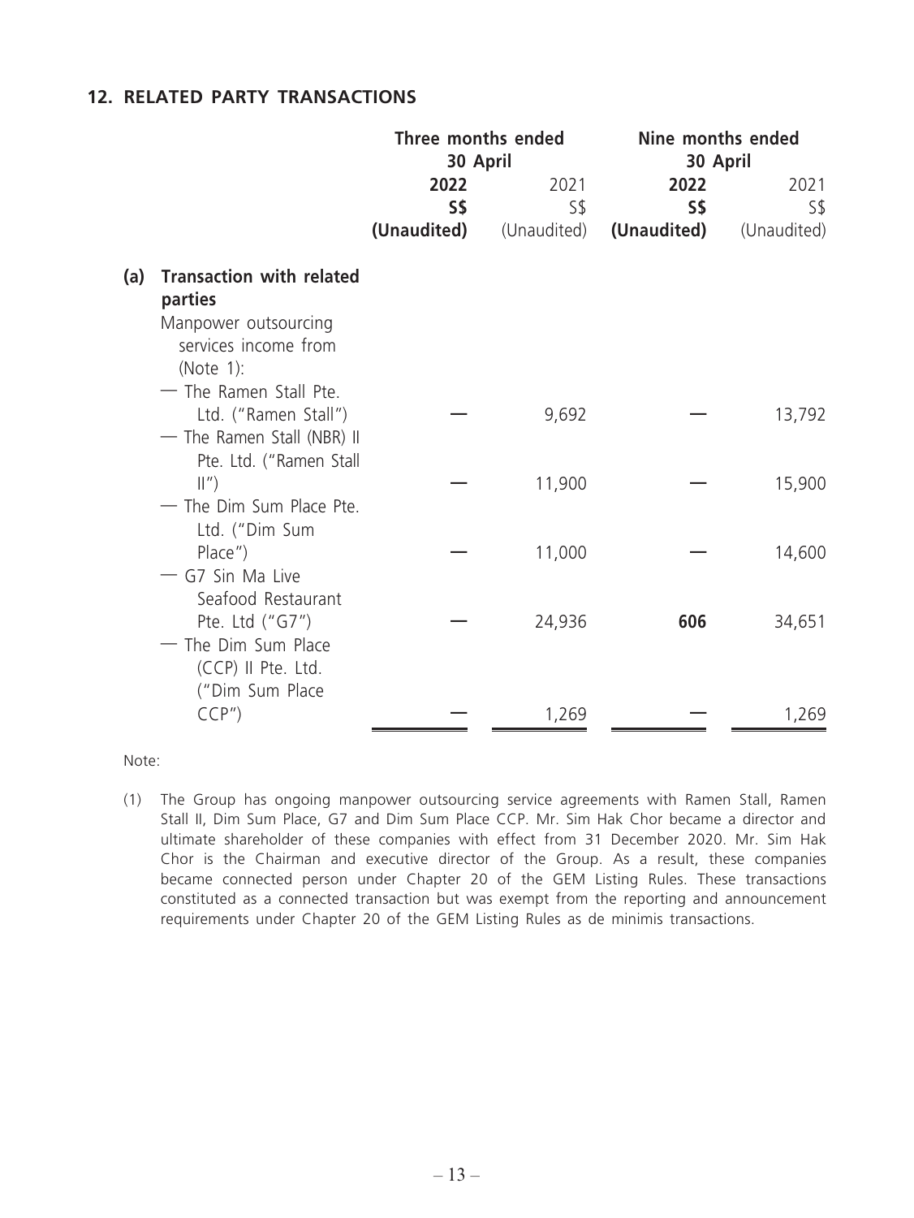## 12. RELATED PARTY TRANSACTIONS

| | Three months ended 30 April | | Nine months ended 30 April | |
|---|---|---|---|---|
| | **2022** | 2021 | **2022** | 2021 |
| | **S$** | S$ | **S$** | S$ |
| | **(Unaudited)** | (Unaudited) | **(Unaudited)** | (Unaudited) |
| **(a) Transaction with related parties** | | | | |
| Manpower outsourcing services income from (Note 1): | | | | |
| — The Ramen Stall Pte. Ltd. ("Ramen Stall") | **—** | 9,692 | **—** | 13,792 |
| — The Ramen Stall (NBR) II Pte. Ltd. ("Ramen Stall II") | **—** | 11,900 | **—** | 15,900 |
| — The Dim Sum Place Pte. Ltd. ("Dim Sum Place") | **—** | 11,000 | **—** | 14,600 |
| — G7 Sin Ma Live Seafood Restaurant Pte. Ltd ("G7") | **—** | 24,936 | **606** | 34,651 |
| — The Dim Sum Place (CCP) II Pte. Ltd. ("Dim Sum Place CCP") | **—** | 1,269 | **—** | 1,269 |

Note:

(1) The Group has ongoing manpower outsourcing service agreements with Ramen Stall, Ramen Stall II, Dim Sum Place, G7 and Dim Sum Place CCP. Mr. Sim Hak Chor became a director and ultimate shareholder of these companies with effect from 31 December 2020. Mr. Sim Hak Chor is the Chairman and executive director of the Group. As a result, these companies became connected person under Chapter 20 of the GEM Listing Rules. These transactions constituted as a connected transaction but was exempt from the reporting and announcement requirements under Chapter 20 of the GEM Listing Rules as de minimis transactions.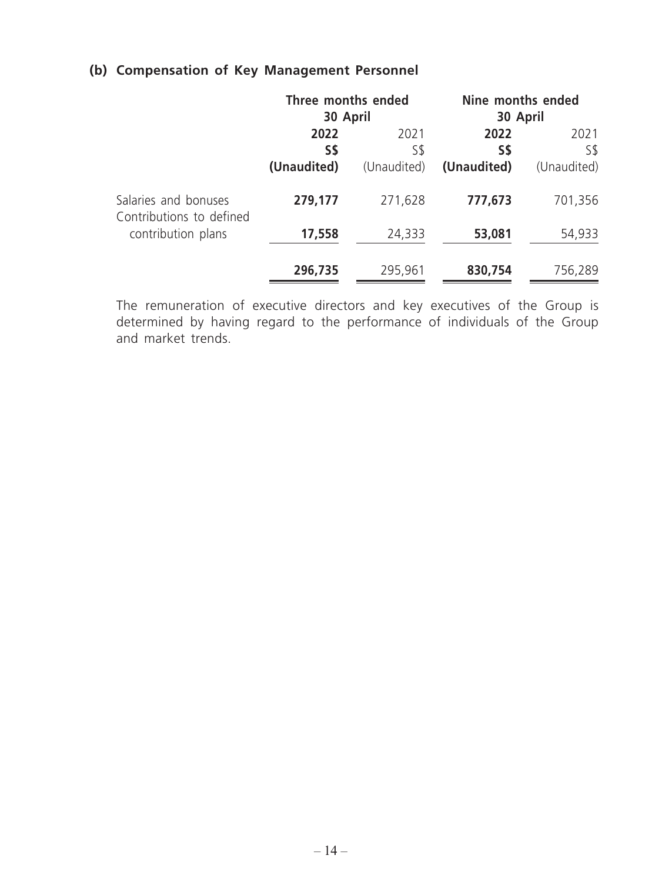### (b) Compensation of Key Management Personnel

| | Three months ended 30 April | | Nine months ended 30 April | |
|---|---|---|---|---|
| | **2022** | 2021 | **2022** | 2021 |
| | **S$** | S$ | **S$** | S$ |
| | **(Unaudited)** | (Unaudited) | **(Unaudited)** | (Unaudited) |
| Salaries and bonuses | **279,177** | 271,628 | **777,673** | 701,356 |
| Contributions to defined contribution plans | **17,558** | 24,333 | **53,081** | 54,933 |
| | **296,735** | 295,961 | **830,754** | 756,289 |

The remuneration of executive directors and key executives of the Group is determined by having regard to the performance of individuals of the Group and market trends.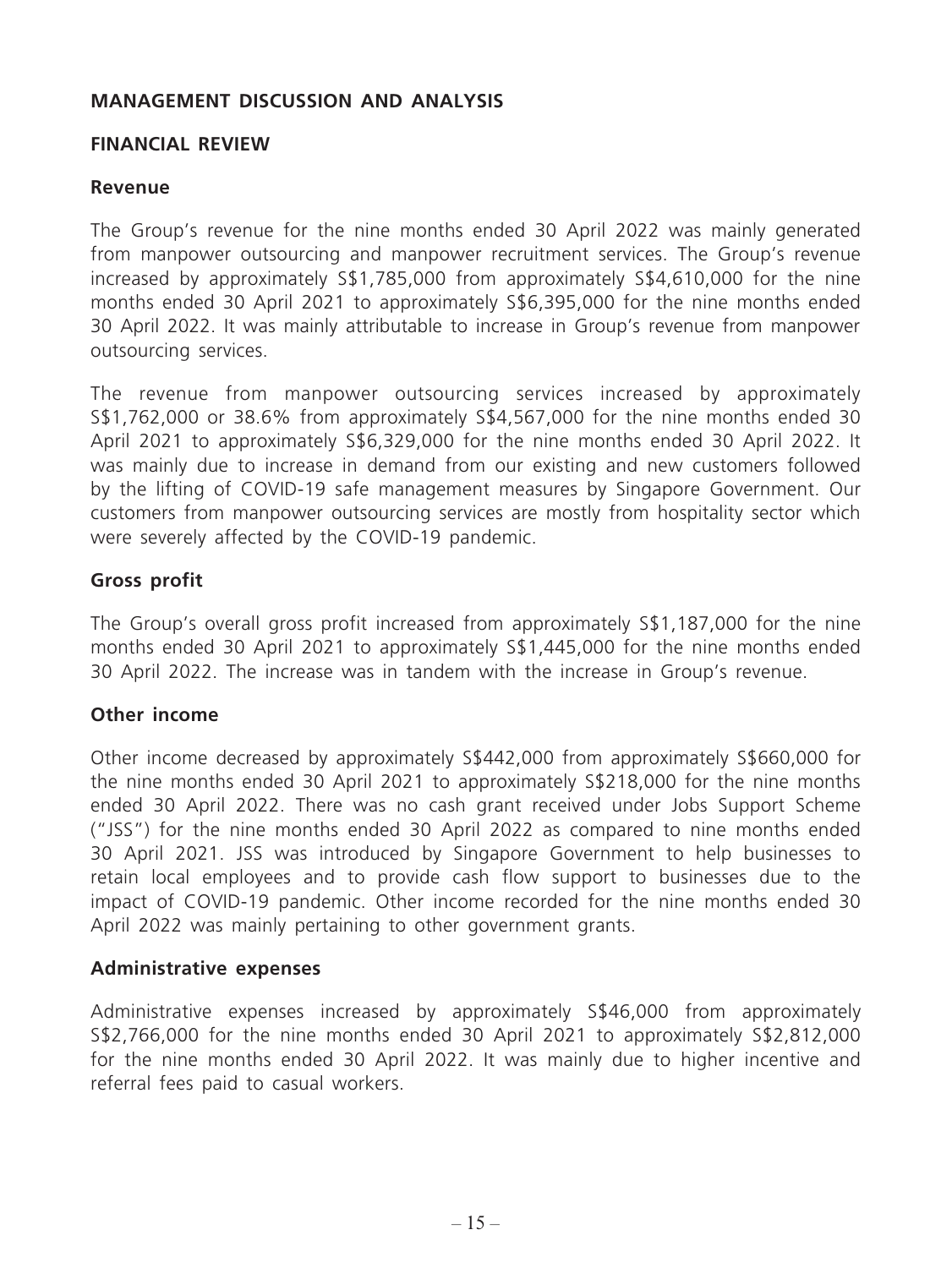## MANAGEMENT DISCUSSION AND ANALYSIS

### FINANCIAL REVIEW

#### Revenue

The Group's revenue for the nine months ended 30 April 2022 was mainly generated from manpower outsourcing and manpower recruitment services. The Group's revenue increased by approximately S$1,785,000 from approximately S$4,610,000 for the nine months ended 30 April 2021 to approximately S$6,395,000 for the nine months ended 30 April 2022. It was mainly attributable to increase in Group's revenue from manpower outsourcing services.

The revenue from manpower outsourcing services increased by approximately S$1,762,000 or 38.6% from approximately S$4,567,000 for the nine months ended 30 April 2021 to approximately S$6,329,000 for the nine months ended 30 April 2022. It was mainly due to increase in demand from our existing and new customers followed by the lifting of COVID-19 safe management measures by Singapore Government. Our customers from manpower outsourcing services are mostly from hospitality sector which were severely affected by the COVID-19 pandemic.

#### Gross profit

The Group's overall gross profit increased from approximately S$1,187,000 for the nine months ended 30 April 2021 to approximately S$1,445,000 for the nine months ended 30 April 2022. The increase was in tandem with the increase in Group's revenue.

#### Other income

Other income decreased by approximately S$442,000 from approximately S$660,000 for the nine months ended 30 April 2021 to approximately S$218,000 for the nine months ended 30 April 2022. There was no cash grant received under Jobs Support Scheme ("JSS") for the nine months ended 30 April 2022 as compared to nine months ended 30 April 2021. JSS was introduced by Singapore Government to help businesses to retain local employees and to provide cash flow support to businesses due to the impact of COVID-19 pandemic. Other income recorded for the nine months ended 30 April 2022 was mainly pertaining to other government grants.

#### Administrative expenses

Administrative expenses increased by approximately S$46,000 from approximately S$2,766,000 for the nine months ended 30 April 2021 to approximately S$2,812,000 for the nine months ended 30 April 2022. It was mainly due to higher incentive and referral fees paid to casual workers.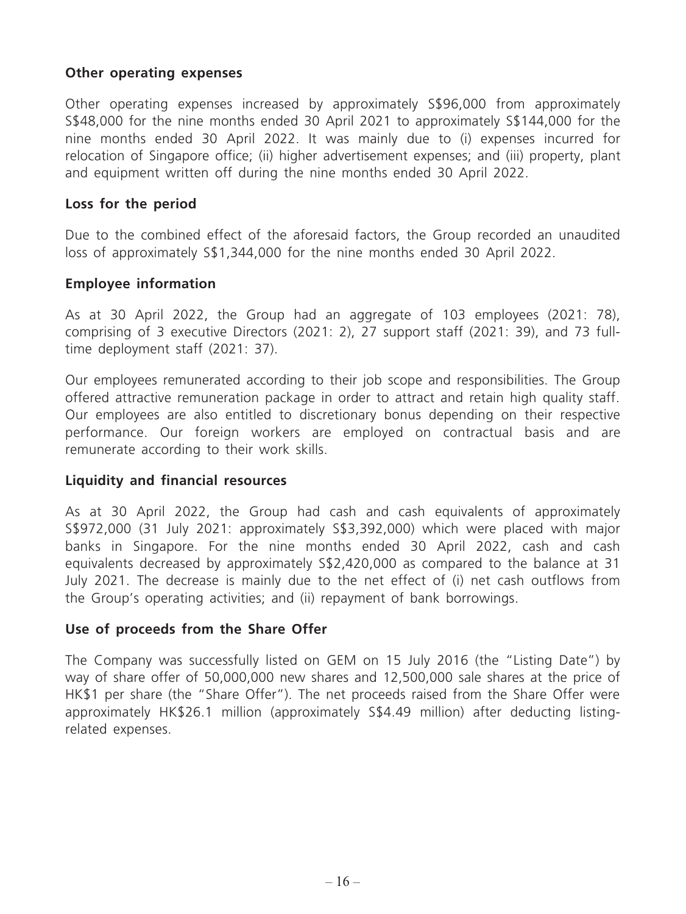**Other operating expenses**

Other operating expenses increased by approximately S$96,000 from approximately S$48,000 for the nine months ended 30 April 2021 to approximately S$144,000 for the nine months ended 30 April 2022. It was mainly due to (i) expenses incurred for relocation of Singapore office; (ii) higher advertisement expenses; and (iii) property, plant and equipment written off during the nine months ended 30 April 2022.

**Loss for the period**

Due to the combined effect of the aforesaid factors, the Group recorded an unaudited loss of approximately S$1,344,000 for the nine months ended 30 April 2022.

**Employee information**

As at 30 April 2022, the Group had an aggregate of 103 employees (2021: 78), comprising of 3 executive Directors (2021: 2), 27 support staff (2021: 39), and 73 full-time deployment staff (2021: 37).

Our employees remunerated according to their job scope and responsibilities. The Group offered attractive remuneration package in order to attract and retain high quality staff. Our employees are also entitled to discretionary bonus depending on their respective performance. Our foreign workers are employed on contractual basis and are remunerate according to their work skills.

**Liquidity and financial resources**

As at 30 April 2022, the Group had cash and cash equivalents of approximately S$972,000 (31 July 2021: approximately S$3,392,000) which were placed with major banks in Singapore. For the nine months ended 30 April 2022, cash and cash equivalents decreased by approximately S$2,420,000 as compared to the balance at 31 July 2021. The decrease is mainly due to the net effect of (i) net cash outflows from the Group's operating activities; and (ii) repayment of bank borrowings.

**Use of proceeds from the Share Offer**

The Company was successfully listed on GEM on 15 July 2016 (the "Listing Date") by way of share offer of 50,000,000 new shares and 12,500,000 sale shares at the price of HK$1 per share (the "Share Offer"). The net proceeds raised from the Share Offer were approximately HK$26.1 million (approximately S$4.49 million) after deducting listing-related expenses.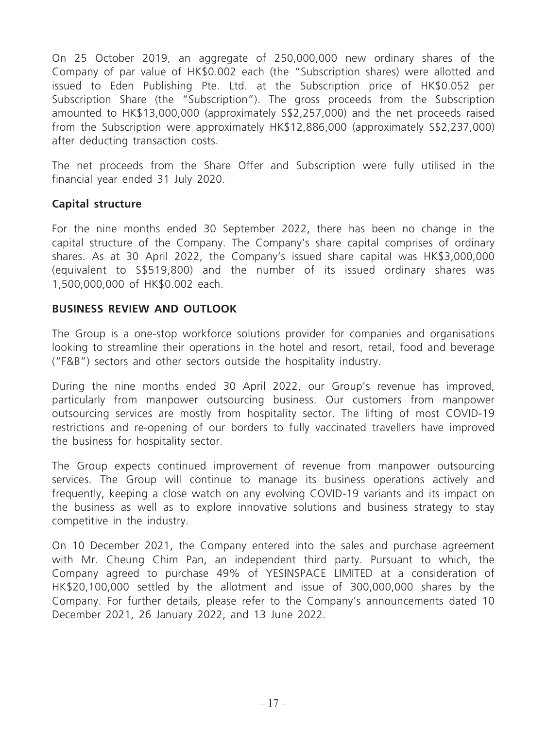On 25 October 2019, an aggregate of 250,000,000 new ordinary shares of the Company of par value of HK$0.002 each (the "Subscription shares) were allotted and issued to Eden Publishing Pte. Ltd. at the Subscription price of HK$0.052 per Subscription Share (the "Subscription"). The gross proceeds from the Subscription amounted to HK$13,000,000 (approximately S$2,257,000) and the net proceeds raised from the Subscription were approximately HK$12,886,000 (approximately S$2,237,000) after deducting transaction costs.

The net proceeds from the Share Offer and Subscription were fully utilised in the financial year ended 31 July 2020.

**Capital structure**

For the nine months ended 30 September 2022, there has been no change in the capital structure of the Company. The Company's share capital comprises of ordinary shares. As at 30 April 2022, the Company's issued share capital was HK$3,000,000 (equivalent to S$519,800) and the number of its issued ordinary shares was 1,500,000,000 of HK$0.002 each.

**BUSINESS REVIEW AND OUTLOOK**

The Group is a one-stop workforce solutions provider for companies and organisations looking to streamline their operations in the hotel and resort, retail, food and beverage ("F&B") sectors and other sectors outside the hospitality industry.

During the nine months ended 30 April 2022, our Group's revenue has improved, particularly from manpower outsourcing business. Our customers from manpower outsourcing services are mostly from hospitality sector. The lifting of most COVID-19 restrictions and re-opening of our borders to fully vaccinated travellers have improved the business for hospitality sector.

The Group expects continued improvement of revenue from manpower outsourcing services. The Group will continue to manage its business operations actively and frequently, keeping a close watch on any evolving COVID-19 variants and its impact on the business as well as to explore innovative solutions and business strategy to stay competitive in the industry.

On 10 December 2021, the Company entered into the sales and purchase agreement with Mr. Cheung Chim Pan, an independent third party. Pursuant to which, the Company agreed to purchase 49% of YESINSPACE LIMITED at a consideration of HK$20,100,000 settled by the allotment and issue of 300,000,000 shares by the Company. For further details, please refer to the Company's announcements dated 10 December 2021, 26 January 2022, and 13 June 2022.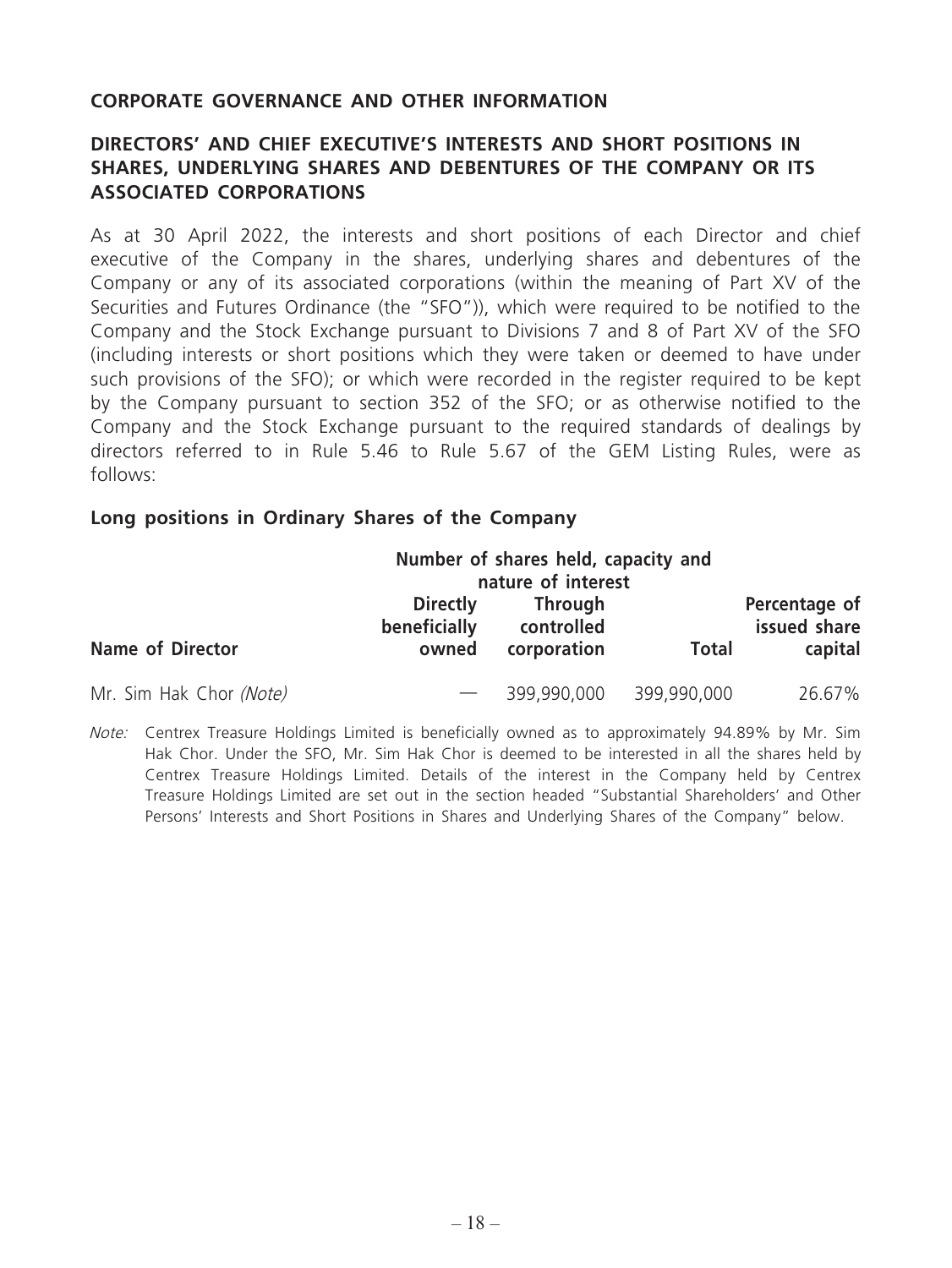## CORPORATE GOVERNANCE AND OTHER INFORMATION

## DIRECTORS' AND CHIEF EXECUTIVE'S INTERESTS AND SHORT POSITIONS IN SHARES, UNDERLYING SHARES AND DEBENTURES OF THE COMPANY OR ITS ASSOCIATED CORPORATIONS

As at 30 April 2022, the interests and short positions of each Director and chief executive of the Company in the shares, underlying shares and debentures of the Company or any of its associated corporations (within the meaning of Part XV of the Securities and Futures Ordinance (the "SFO")), which were required to be notified to the Company and the Stock Exchange pursuant to Divisions 7 and 8 of Part XV of the SFO (including interests or short positions which they were taken or deemed to have under such provisions of the SFO); or which were recorded in the register required to be kept by the Company pursuant to section 352 of the SFO; or as otherwise notified to the Company and the Stock Exchange pursuant to the required standards of dealings by directors referred to in Rule 5.46 to Rule 5.67 of the GEM Listing Rules, were as follows:

### Long positions in Ordinary Shares of the Company

| Name of Director | Number of shares held, capacity and nature of interest | | | Percentage of issued share capital |
|---|---|---|---|---|
| | Directly beneficially owned | Through controlled corporation | Total | |
| Mr. Sim Hak Chor *(Note)* | — | 399,990,000 | 399,990,000 | 26.67% |

*Note:* Centrex Treasure Holdings Limited is beneficially owned as to approximately 94.89% by Mr. Sim Hak Chor. Under the SFO, Mr. Sim Hak Chor is deemed to be interested in all the shares held by Centrex Treasure Holdings Limited. Details of the interest in the Company held by Centrex Treasure Holdings Limited are set out in the section headed "Substantial Shareholders' and Other Persons' Interests and Short Positions in Shares and Underlying Shares of the Company" below.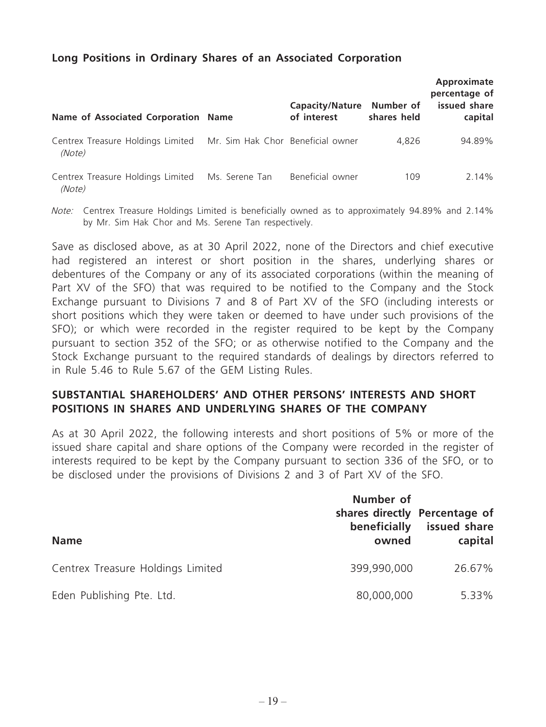### Long Positions in Ordinary Shares of an Associated Corporation

| Name of Associated Corporation | Name | Capacity/Nature of interest | Number of shares held | Approximate percentage of issued share capital |
|---|---|---|---|---|
| Centrex Treasure Holdings Limited *(Note)* | Mr. Sim Hak Chor | Beneficial owner | 4,826 | 94.89% |
| Centrex Treasure Holdings Limited *(Note)* | Ms. Serene Tan | Beneficial owner | 109 | 2.14% |

*Note:* Centrex Treasure Holdings Limited is beneficially owned as to approximately 94.89% and 2.14% by Mr. Sim Hak Chor and Ms. Serene Tan respectively.

Save as disclosed above, as at 30 April 2022, none of the Directors and chief executive had registered an interest or short position in the shares, underlying shares or debentures of the Company or any of its associated corporations (within the meaning of Part XV of the SFO) that was required to be notified to the Company and the Stock Exchange pursuant to Divisions 7 and 8 of Part XV of the SFO (including interests or short positions which they were taken or deemed to have under such provisions of the SFO); or which were recorded in the register required to be kept by the Company pursuant to section 352 of the SFO; or as otherwise notified to the Company and the Stock Exchange pursuant to the required standards of dealings by directors referred to in Rule 5.46 to Rule 5.67 of the GEM Listing Rules.

## SUBSTANTIAL SHAREHOLDERS' AND OTHER PERSONS' INTERESTS AND SHORT POSITIONS IN SHARES AND UNDERLYING SHARES OF THE COMPANY

As at 30 April 2022, the following interests and short positions of 5% or more of the issued share capital and share options of the Company were recorded in the register of interests required to be kept by the Company pursuant to section 336 of the SFO, or to be disclosed under the provisions of Divisions 2 and 3 of Part XV of the SFO.

| Name | Number of shares directly beneficially owned | Percentage of issued share capital |
|---|---|---|
| Centrex Treasure Holdings Limited | 399,990,000 | 26.67% |
| Eden Publishing Pte. Ltd. | 80,000,000 | 5.33% |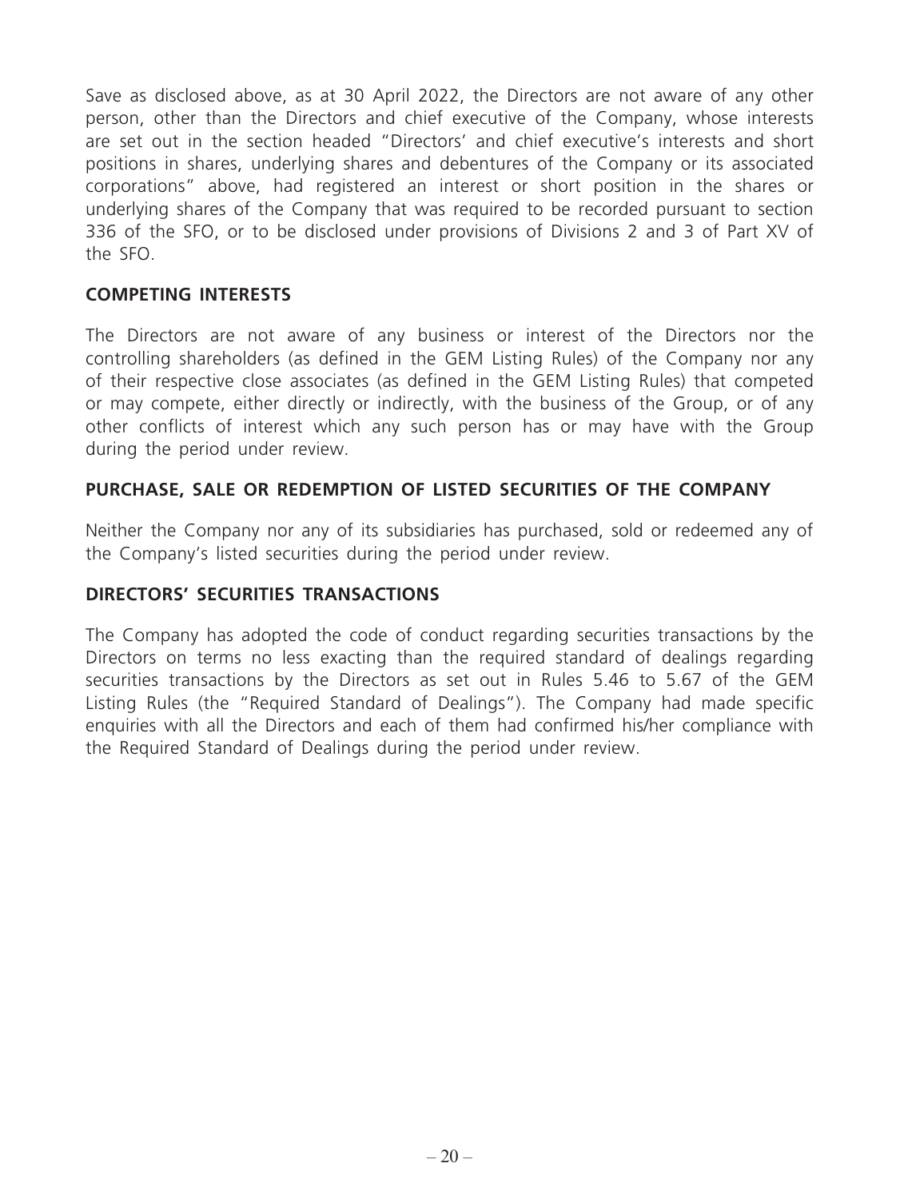Save as disclosed above, as at 30 April 2022, the Directors are not aware of any other person, other than the Directors and chief executive of the Company, whose interests are set out in the section headed "Directors' and chief executive's interests and short positions in shares, underlying shares and debentures of the Company or its associated corporations" above, had registered an interest or short position in the shares or underlying shares of the Company that was required to be recorded pursuant to section 336 of the SFO, or to be disclosed under provisions of Divisions 2 and 3 of Part XV of the SFO.

## COMPETING INTERESTS

The Directors are not aware of any business or interest of the Directors nor the controlling shareholders (as defined in the GEM Listing Rules) of the Company nor any of their respective close associates (as defined in the GEM Listing Rules) that competed or may compete, either directly or indirectly, with the business of the Group, or of any other conflicts of interest which any such person has or may have with the Group during the period under review.

## PURCHASE, SALE OR REDEMPTION OF LISTED SECURITIES OF THE COMPANY

Neither the Company nor any of its subsidiaries has purchased, sold or redeemed any of the Company's listed securities during the period under review.

## DIRECTORS' SECURITIES TRANSACTIONS

The Company has adopted the code of conduct regarding securities transactions by the Directors on terms no less exacting than the required standard of dealings regarding securities transactions by the Directors as set out in Rules 5.46 to 5.67 of the GEM Listing Rules (the "Required Standard of Dealings"). The Company had made specific enquiries with all the Directors and each of them had confirmed his/her compliance with the Required Standard of Dealings during the period under review.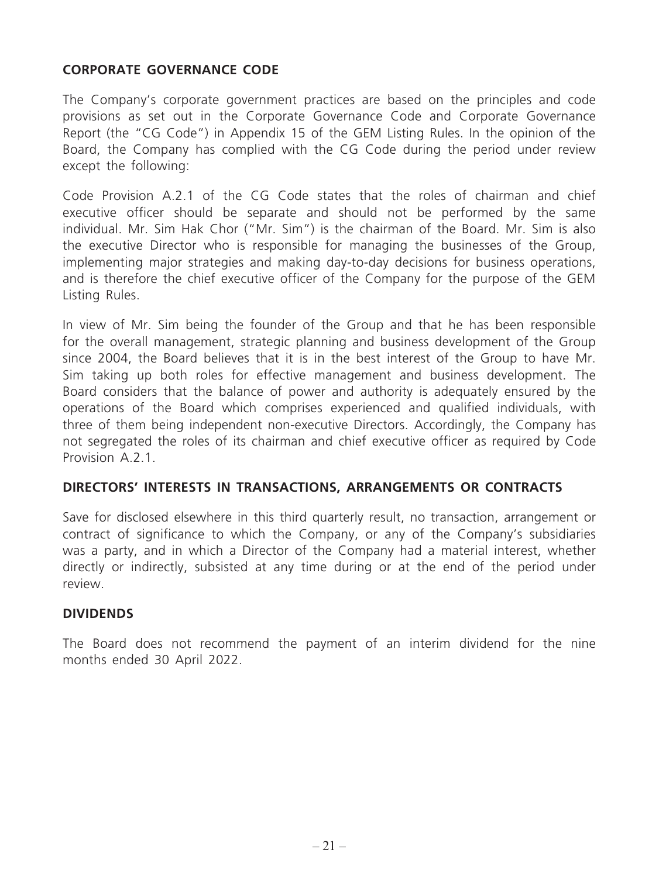## CORPORATE GOVERNANCE CODE

The Company's corporate government practices are based on the principles and code provisions as set out in the Corporate Governance Code and Corporate Governance Report (the "CG Code") in Appendix 15 of the GEM Listing Rules. In the opinion of the Board, the Company has complied with the CG Code during the period under review except the following:

Code Provision A.2.1 of the CG Code states that the roles of chairman and chief executive officer should be separate and should not be performed by the same individual. Mr. Sim Hak Chor ("Mr. Sim") is the chairman of the Board. Mr. Sim is also the executive Director who is responsible for managing the businesses of the Group, implementing major strategies and making day-to-day decisions for business operations, and is therefore the chief executive officer of the Company for the purpose of the GEM Listing Rules.

In view of Mr. Sim being the founder of the Group and that he has been responsible for the overall management, strategic planning and business development of the Group since 2004, the Board believes that it is in the best interest of the Group to have Mr. Sim taking up both roles for effective management and business development. The Board considers that the balance of power and authority is adequately ensured by the operations of the Board which comprises experienced and qualified individuals, with three of them being independent non-executive Directors. Accordingly, the Company has not segregated the roles of its chairman and chief executive officer as required by Code Provision A.2.1.

## DIRECTORS' INTERESTS IN TRANSACTIONS, ARRANGEMENTS OR CONTRACTS

Save for disclosed elsewhere in this third quarterly result, no transaction, arrangement or contract of significance to which the Company, or any of the Company's subsidiaries was a party, and in which a Director of the Company had a material interest, whether directly or indirectly, subsisted at any time during or at the end of the period under review.

## DIVIDENDS

The Board does not recommend the payment of an interim dividend for the nine months ended 30 April 2022.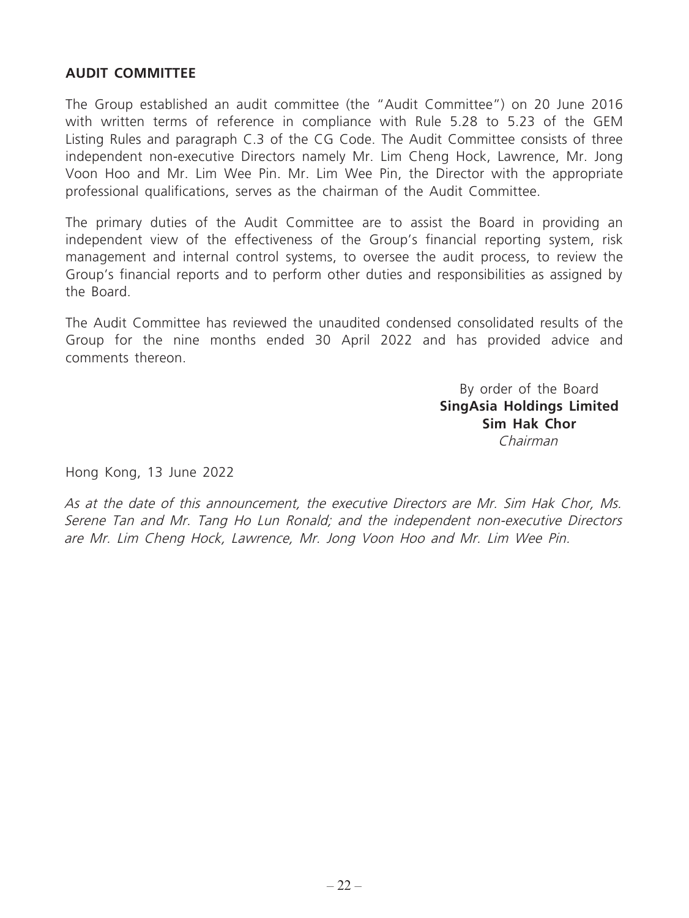## AUDIT COMMITTEE

The Group established an audit committee (the "Audit Committee") on 20 June 2016 with written terms of reference in compliance with Rule 5.28 to 5.23 of the GEM Listing Rules and paragraph C.3 of the CG Code. The Audit Committee consists of three independent non-executive Directors namely Mr. Lim Cheng Hock, Lawrence, Mr. Jong Voon Hoo and Mr. Lim Wee Pin. Mr. Lim Wee Pin, the Director with the appropriate professional qualifications, serves as the chairman of the Audit Committee.

The primary duties of the Audit Committee are to assist the Board in providing an independent view of the effectiveness of the Group's financial reporting system, risk management and internal control systems, to oversee the audit process, to review the Group's financial reports and to perform other duties and responsibilities as assigned by the Board.

The Audit Committee has reviewed the unaudited condensed consolidated results of the Group for the nine months ended 30 April 2022 and has provided advice and comments thereon.

By order of the Board
**SingAsia Holdings Limited**
**Sim Hak Chor**
*Chairman*

Hong Kong, 13 June 2022

*As at the date of this announcement, the executive Directors are Mr. Sim Hak Chor, Ms. Serene Tan and Mr. Tang Ho Lun Ronald; and the independent non-executive Directors are Mr. Lim Cheng Hock, Lawrence, Mr. Jong Voon Hoo and Mr. Lim Wee Pin.*